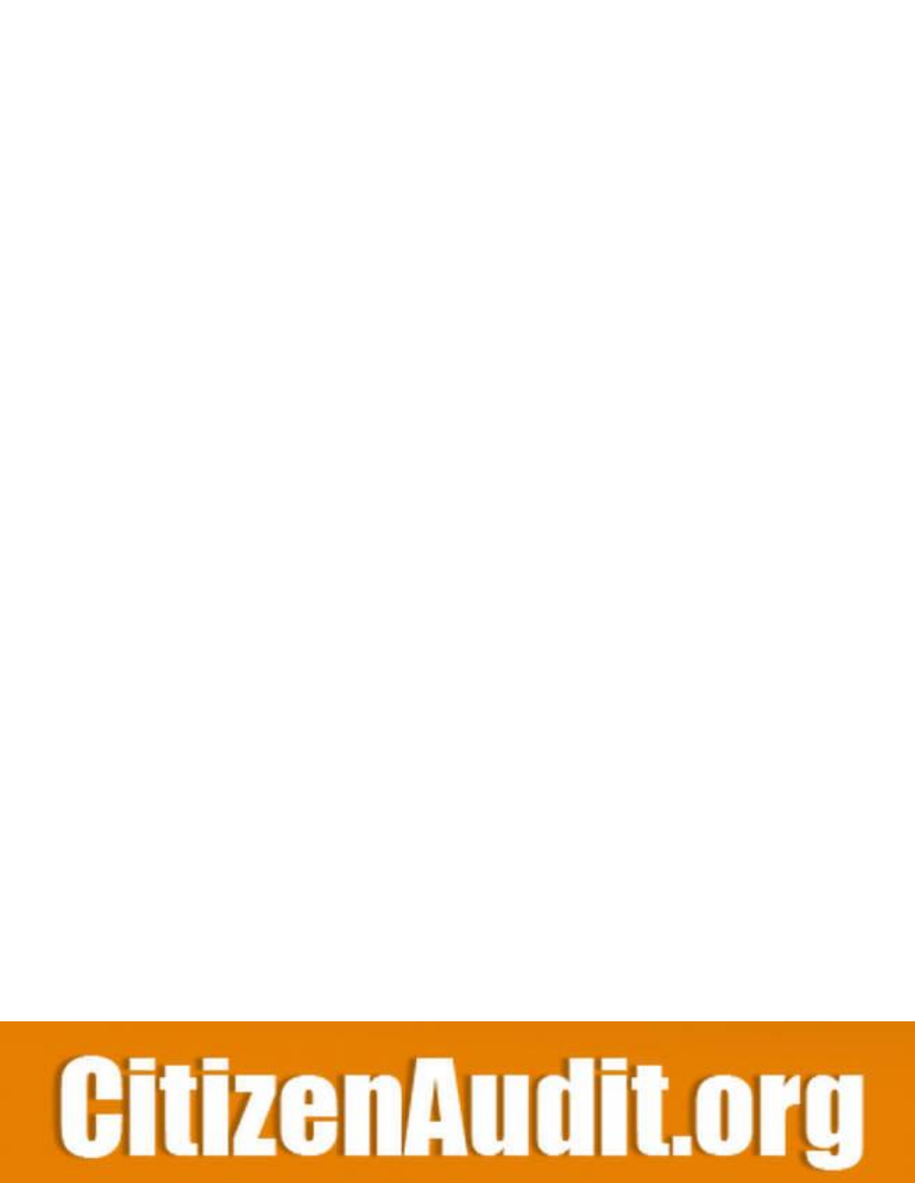CitizenAudit.org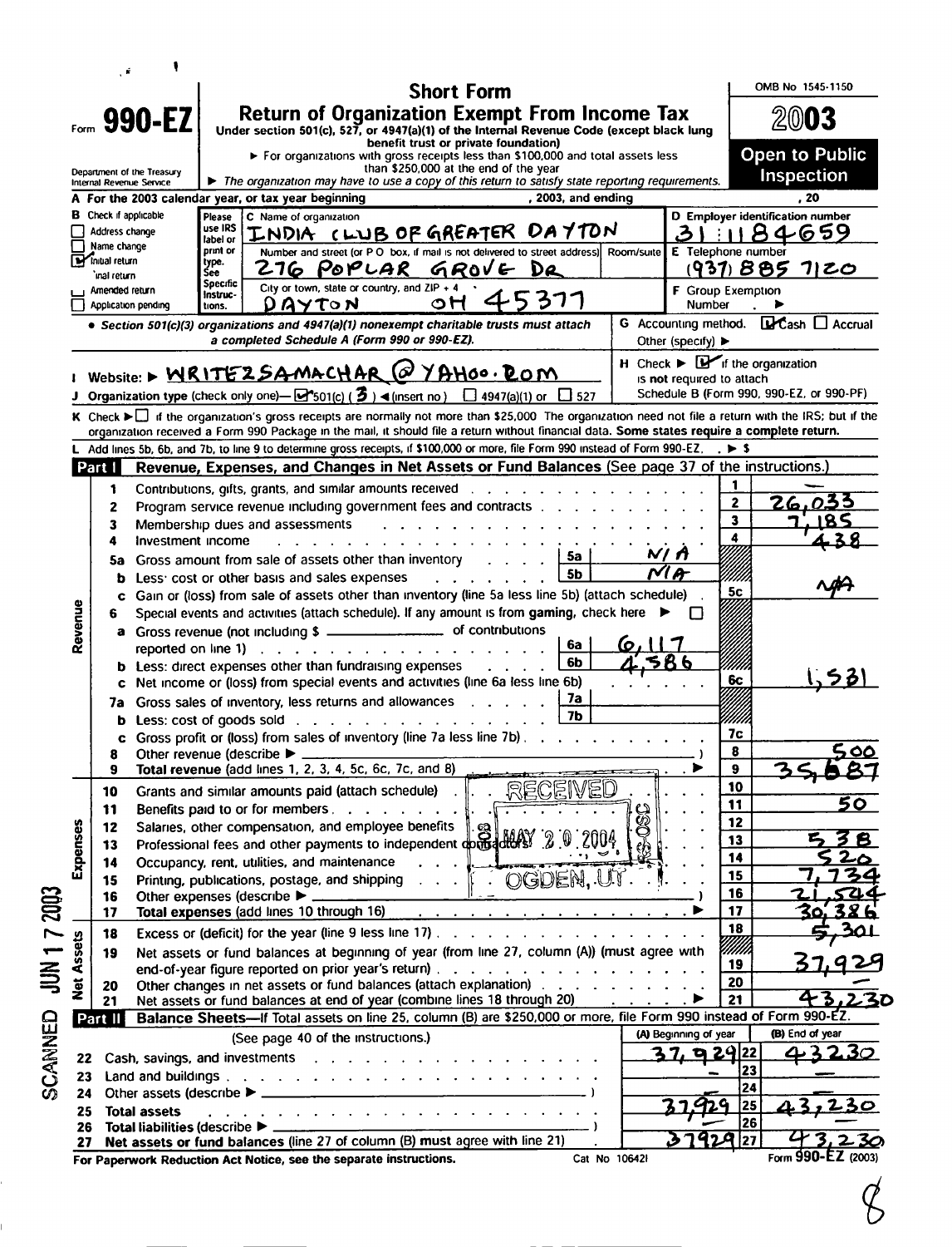# Form 990-EZ

## Short Form
## Return of Organization Exempt From Income Tax

Under section 501(c), 527, or 4947(a)(1) of the Internal Revenue Code (except black lung benefit trust or private foundation)

► For organizations with gross receipts less than $100,000 and total assets less than $250,000 at the end of the year

► The organization may have to use a copy of this return to satisfy state reporting requirements.

Department of the Treasury
Internal Revenue Service

OMB No 1545-1150

**2003**

**Open to Public Inspection**

**A** For the 2003 calendar year, or tax year beginning , 2003, and ending , 20

**B** Check if applicable
- ☐ Address change
- ☐ Name change
- ☑ Initial return
- ☐ Final return
- ☐ Amended return
- ☐ Application pending

**C** Name of organization: INDIA CLUB OF GREATER DAYTON

Number and street (or P O box, if mail is not delivered to street address): 276 POPLAR GROVE DR

City or town, state or country, and ZIP + 4: DAYTON OH 45377

**D** Employer identification number: 31 1184659

**E** Telephone number: (937) 885 7120

**F** Group Exemption Number ►

• *Section 501(c)(3) organizations and 4947(a)(1) nonexempt charitable trusts must attach a completed Schedule A (Form 990 or 990-EZ).*

**G** Accounting method: ☑ Cash ☐ Accrual Other (specify) ►

**H** Check ► ☑ if the organization is **not** required to attach Schedule B (Form 990, 990-EZ, or 990-PF)

**I** Website: ► WRITE2SAMACHAR@YAHOO.COM

**J** Organization type (check only one)— ☑ 501(c) ( 3 ) ◄(insert no) ☐ 4947(a)(1) or ☐ 527

**K** Check ► ☐ if the organization's gross receipts are normally not more than $25,000 The organization need not file a return with the IRS; but if the organization received a Form 990 Package in the mail, it should file a return without financial data. **Some states require a complete return.**

**L** Add lines 5b, 6b, and 7b, to line 9 to determine gross receipts, if $100,000 or more, file Form 990 instead of Form 990-EZ. . ► $

## Part I — Revenue, Expenses, and Changes in Net Assets or Fund Balances (See page 37 of the instructions.)

| | Line | Description | | | Line | Amount |
|---|---|---|---|---|---|---|
| Revenue | 1 | Contributions, gifts, grants, and similar amounts received | | | 1 | — |
| | 2 | Program service revenue including government fees and contracts | | | 2 | 26,033 |
| | 3 | Membership dues and assessments | | | 3 | 7,185 |
| | 4 | Investment income | | | 4 | 438 |
| | 5a | Gross amount from sale of assets other than inventory | 5a | N/A | | |
| | b | Less: cost or other basis and sales expenses | 5b | N/A | | |
| | c | Gain or (loss) from sale of assets other than inventory (line 5a less line 5b) (attach schedule) | | | 5c | N/A |
| | 6 | Special events and activities (attach schedule). If any amount is from gaming, check here ► ☐ | | | | |
| | a | Gross revenue (not including $ ______ of contributions reported on line 1) | 6a | 6,117 | | |
| | b | Less: direct expenses other than fundraising expenses | 6b | 4,586 | | |
| | c | Net income or (loss) from special events and activities (line 6a less line 6b) | | | 6c | 1,531 |
| | 7a | Gross sales of inventory, less returns and allowances | 7a | | | |
| | b | Less: cost of goods sold | 7b | | | |
| | c | Gross profit or (loss) from sales of inventory (line 7a less line 7b) | | | 7c | |
| | 8 | Other revenue (describe ► ) | | | 8 | 500 |
| | 9 | **Total revenue** (add lines 1, 2, 3, 4, 5c, 6c, 7c, and 8) | | | 9 | 35,687 |
| Expenses | 10 | Grants and similar amounts paid (attach schedule) | | | 10 | |
| | 11 | Benefits paid to or for members | | | 11 | 50 |
| | 12 | Salaries, other compensation, and employee benefits | | | 12 | |
| | 13 | Professional fees and other payments to independent contractors | | | 13 | 538 |
| | 14 | Occupancy, rent, utilities, and maintenance | | | 14 | 520 |
| | 15 | Printing, publications, postage, and shipping | | | 15 | 7,734 |
| | 16 | Other expenses (describe ► ) | | | 16 | 21,544 |
| | 17 | **Total expenses** (add lines 10 through 16) | | | 17 | 30,386 |
| Net Assets | 18 | Excess or (deficit) for the year (line 9 less line 17) | | | 18 | 5,301 |
| | 19 | Net assets or fund balances at beginning of year (from line 27, column (A)) (must agree with end-of-year figure reported on prior year's return) | | | 19 | 37,929 |
| | 20 | Other changes in net assets or fund balances (attach explanation) | | | 20 | |
| | 21 | Net assets or fund balances at end of year (combine lines 18 through 20) | | | 21 | 43,230 |

RECEIVED MAY 20 2004 OGDEN, UT

## Part II — Balance Sheets—If Total assets on line 25, column (B) are $250,000 or more, file Form 990 instead of Form 990-EZ.

(See page 40 of the instructions.)

| Line | Description | (A) Beginning of year | Line | (B) End of year |
|---|---|---|---|---|
| 22 | Cash, savings, and investments | 37,929 | 22 | 43230 |
| 23 | Land and buildings | — | 23 | — |
| 24 | Other assets (describe ► ) | | 24 | |
| 25 | **Total assets** | 37,929 | 25 | 43,230 |
| 26 | **Total liabilities** (describe ► ) | | 26 | |
| 27 | **Net assets or fund balances** (line 27 of column (B) **must** agree with line 21) | 37929 | 27 | 43,230 |

**For Paperwork Reduction Act Notice, see the separate instructions.** Cat No 10642I Form **990-EZ** (2003)

SCANNED JUN 17 2003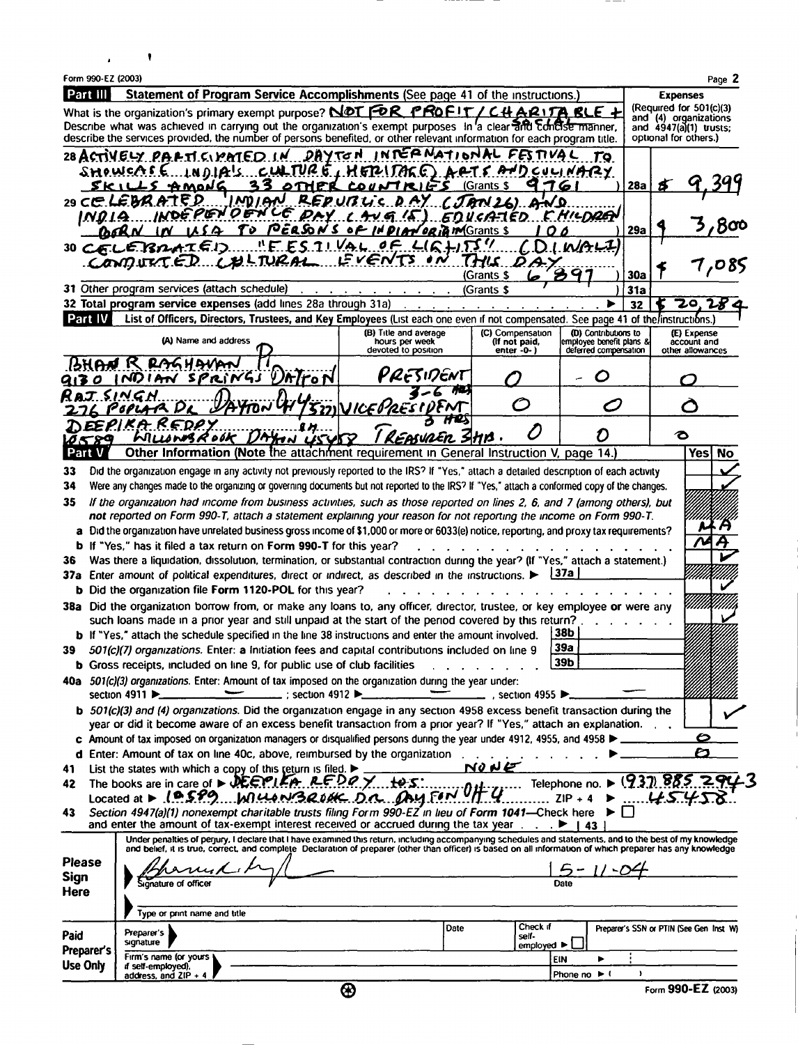Form 990-EZ (2003) Page 2

## Part III Statement of Program Service Accomplishments (See page 41 of the instructions.)

What is the organization's primary exempt purpose? NOT FOR PROFIT / CHARITABLE + SOCIAL

Describe what was achieved in carrying out the organization's exempt purposes In a clear and concise manner, describe the services provided, the number of persons benefited, or other relevant information for each program title.

**Expenses** (Required for 501(c)(3) and (4) organizations and 4947(a)(1) trusts; optional for others.)

| | | | |
|---|---|---|---|
| 28 ACTIVELY PARTICIPATED IN DAYTON INTERNATIONAL FESTIVAL TO SHOWCASE INDIA'S CULTURE, HERITAGE, ARTS AND CULINARY SKILLS AMONG 33 OTHER COUNTRIES (Grants $ 9761 ) | 28a | $ 9,399 |
| 29 CELEBRATED INDIAN REPUBLIC DAY (JAN 26) AND INDIA INDEPENDENCE DAY (AUG 15). EDUCATED CHILDREN BORN IN USA TO PERSONS OF INDIAN ORIGIN (Grants $ 100 ) | 29a | $ 3,800 |
| 30 CELEBRATED "FESTIVAL OF LIGHTS" (DIWALI) CONDUCTED CULTURAL EVENTS ON THIS DAY (Grants $ 6,897 ) | 30a | $ 7,085 |
| 31 Other program services (attach schedule) (Grants $ ) | 31a | |
| 32 **Total** program service expenses (add lines 28a through 31a) ▶ | 32 | $ 20,284 |

## Part IV List of Officers, Directors, Trustees, and Key Employees (List each one even if not compensated. See page 41 of the instructions.)

| (A) Name and address | (B) Title and average hours per week devoted to position | (C) Compensation (If not paid, enter -0-) | (D) Contributions to employee benefit plans & deferred compensation | (E) Expense account and other allowances |
|---|---|---|---|---|
| BHAN R RAGHAVAN PH, 9130 INDIAN SPRINGS DAYTON | PRESIDENT | 0 | - 0 | 0 |
| RAJ SINGH, 276 POPLAR DR DAYTON OH 45371 | VICEPRESIDENT 3-6 HRS | 0 | 0 | 0 |
| DEEPIKA REDDY, 10589 WILLOWBROOK DAYTON 45458 | TREASURER 3HB. 8 HRS 8H | 0 | 0 | 0 |

## Part V Other Information (Note the attachment requirement in General Instruction V, page 14.)

| | | Yes | No |
|---|---|---|---|
| 33 | Did the organization engage in any activity not previously reported to the IRS? If "Yes," attach a detailed description of each activity | | ✓ |
| 34 | Were any changes made to the organizing or governing documents but not reported to the IRS? If "Yes," attach a conformed copy of the changes. | | ✓ |
| 35 | *If the organization had income from business activities, such as those reported on lines 2, 6, and 7 (among others), but* ***not*** *reported on Form 990-T, attach a statement explaining your reason for not reporting the income on Form 990-T.* | | |
| a | Did the organization have unrelated business gross income of $1,000 or more or 6033(e) notice, reporting, and proxy tax requirements? | | NA |
| b | If "Yes," has it filed a tax return on **Form 990-T** for this year? | | NA |
| 36 | Was there a liquidation, dissolution, termination, or substantial contraction during the year? (If "Yes," attach a statement.) | | ✓ |
| 37a | Enter amount of political expenditures, direct or indirect, as described in the instructions. ▶ 37a | | |
| b | Did the organization file **Form 1120-POL** for this year? | | ✓ |
| 38a | Did the organization borrow from, or make any loans to, any officer, director, trustee, or key employee **or** were any such loans made in a prior year and still unpaid at the start of the period covered by this return? | | ✓ |
| b | If "Yes," attach the schedule specified in the line 38 instructions and enter the amount involved. 38b | | |
| 39 | *501(c)(7) organizations.* Enter: **a** Initiation fees and capital contributions included on line 9 39a | | |
| b | Gross receipts, included on line 9, for public use of club facilities 39b | | |
| 40a | *501(c)(3) organizations.* Enter: Amount of tax imposed on the organization during the year under: section 4911 ▶ — ; section 4912 ▶ — , section 4955 ▶ — | | |
| b | *501(c)(3) and (4) organizations.* Did the organization engage in any section 4958 excess benefit transaction during the year or did it become aware of an excess benefit transaction from a prior year? If "Yes," attach an explanation. | | ✓ |
| c | Amount of tax imposed on organization managers or disqualified persons during the year under 4912, 4955, and 4958 ▶ 0 | | |
| d | Enter: Amount of tax on line 40c, above, reimbursed by the organization ▶ 0 | | |

41 List the states with which a copy of this return is filed. ▶ NONE

42 The books are in care of ▶ DEEPIKA REDDY tes: Telephone no. ▶ (937) 885 2943
Located at ▶ 10589 WILLOWBROOK DR. DAYTON OH ZIP + 4 ▶ 45458

43 *Section 4947(a)(1) nonexempt charitable trusts filing Form 990-EZ in lieu of Form 1041*—Check here ▶ ☐ and enter the amount of tax-exempt interest received or accrued during the tax year ▶ 43

**Please Sign Here**

Under penalties of perjury, I declare that I have examined this return, including accompanying schedules and statements, and to the best of my knowledge and belief, it is true, correct, and complete Declaration of preparer (other than officer) is based on all information of which preparer has any knowledge

Signature of officer: [signature] Date: 5-11-04

Type or print name and title

**Paid Preparer's Use Only**

| Preparer's signature | Date | Check if self-employed ▶ ☐ | Preparer's SSN or PTIN (See Gen Inst W) |
|---|---|---|---|
| Firm's name (or yours if self-employed), address, and ZIP + 4 | | EIN ▶ | |
| | | Phone no ▶ ( ) | |

Form **990-EZ** (2003)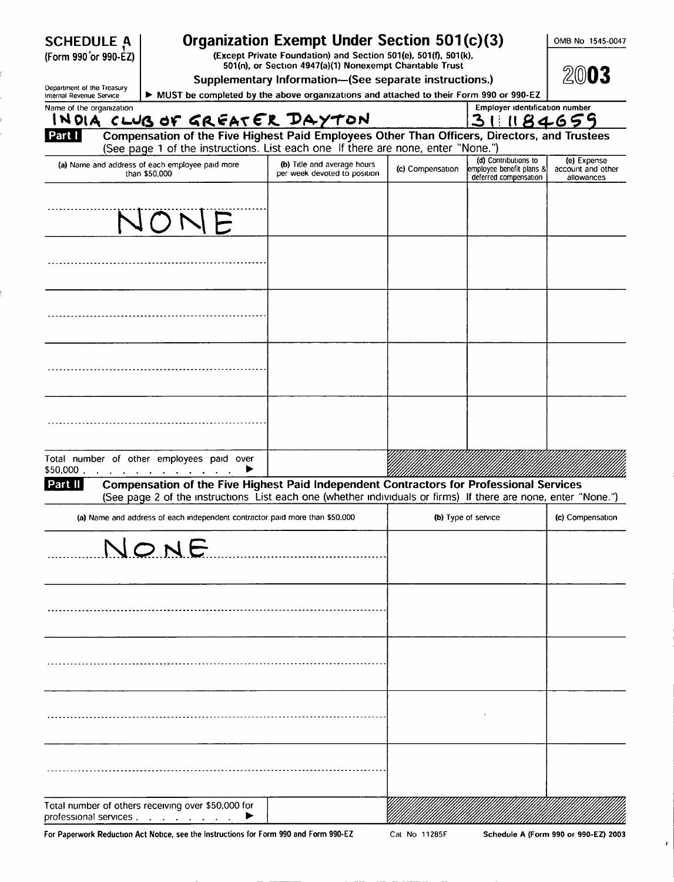**SCHEDULE A** (Form 990 or 990-EZ)

Department of the Treasury Internal Revenue Service

# Organization Exempt Under Section 501(c)(3)

**(Except Private Foundation) and Section 501(e), 501(f), 501(k), 501(n), or Section 4947(a)(1) Nonexempt Charitable Trust**

**Supplementary Information—(See separate instructions.)**

► **MUST be completed by the above organizations and attached to their Form 990 or 990-EZ**

OMB No 1545-0047

**2003**

Name of the organization: INDIA CLUB OF GREATER DAYTON

Employer identification number: 31 1184659

## Part I Compensation of the Five Highest Paid Employees Other Than Officers, Directors, and Trustees

(See page 1 of the instructions. List each one If there are none, enter "None.")

| (a) Name and address of each employee paid more than $50,000 | (b) Title and average hours per week devoted to position | (c) Compensation | (d) Contributions to employee benefit plans & deferred compensation | (e) Expense account and other allowances |
|---|---|---|---|---|
| NONE | | | | |
| | | | | |
| | | | | |
| | | | | |
| | | | | |
| Total number of other employees paid over $50,000 ► | | | | |

## Part II Compensation of the Five Highest Paid Independent Contractors for Professional Services

(See page 2 of the instructions List each one (whether individuals or firms) If there are none, enter "None.")

| (a) Name and address of each independent contractor paid more than $50,000 | (b) Type of service | (c) Compensation |
|---|---|---|
| NONE | | |
| | | |
| | | |
| | | |
| | | |
| Total number of others receiving over $50,000 for professional services ► | | |

For Paperwork Reduction Act Notice, see the Instructions for Form 990 and Form 990-EZ    Cat No 11285F    Schedule A (Form 990 or 990-EZ) 2003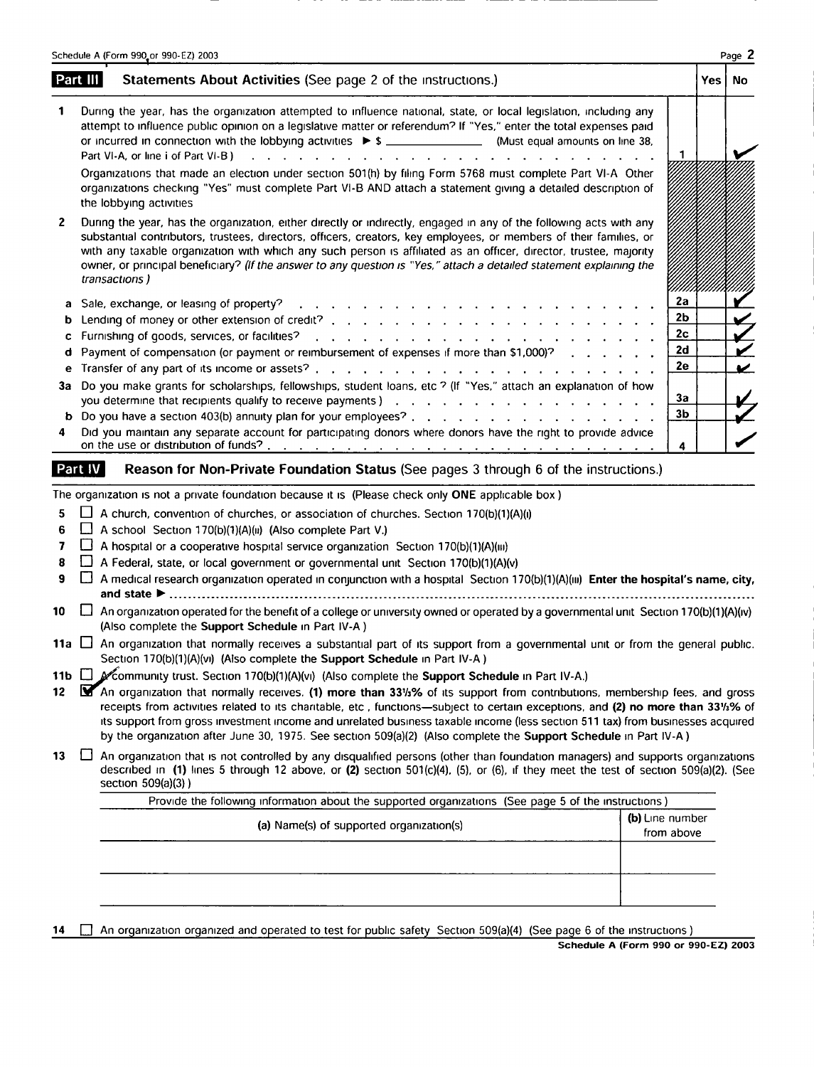Schedule A (Form 990 or 990-EZ) 2003

## Part III Statements About Activities (See page 2 of the instructions.)

| | | | Yes | No |
|---|---|---|---|---|
| 1 | During the year, has the organization attempted to influence national, state, or local legislation, including any attempt to influence public opinion on a legislative matter or referendum? If "Yes," enter the total expenses paid or incurred in connection with the lobbying activities ▶ $ ____________ (Must equal amounts on line 38, Part VI-A, or line i of Part VI-B) | 1 | | ✓ |
| | Organizations that made an election under section 501(h) by filing Form 5768 must complete Part VI-A. Other organizations checking "Yes" must complete Part VI-B AND attach a statement giving a detailed description of the lobbying activities | | | |
| 2 | During the year, has the organization, either directly or indirectly, engaged in any of the following acts with any substantial contributors, trustees, directors, officers, creators, key employees, or members of their families, or with any taxable organization with which any such person is affiliated as an officer, director, trustee, majority owner, or principal beneficiary? *(If the answer to any question is "Yes," attach a detailed statement explaining the transactions.)* | | | |
| a | Sale, exchange, or leasing of property? | 2a | | ✓ |
| b | Lending of money or other extension of credit? | 2b | | ✓ |
| c | Furnishing of goods, services, or facilities? | 2c | | ✓ |
| d | Payment of compensation (or payment or reimbursement of expenses if more than $1,000)? | 2d | | ✓ |
| e | Transfer of any part of its income or assets? | 2e | | ✓ |
| 3a | Do you make grants for scholarships, fellowships, student loans, etc.? (If "Yes," attach an explanation of how you determine that recipients qualify to receive payments.) | 3a | | ✓ |
| b | Do you have a section 403(b) annuity plan for your employees? | 3b | | ✓ |
| 4 | Did you maintain any separate account for participating donors where donors have the right to provide advice on the use or distribution of funds? | 4 | | ✓ |

## Part IV Reason for Non-Private Foundation Status (See pages 3 through 6 of the instructions.)

The organization is not a private foundation because it is: (Please check only **ONE** applicable box.)

5 ☐ A church, convention of churches, or association of churches. Section 170(b)(1)(A)(i)

6 ☐ A school. Section 170(b)(1)(A)(ii) (Also complete Part V.)

7 ☐ A hospital or a cooperative hospital service organization. Section 170(b)(1)(A)(iii)

8 ☐ A Federal, state, or local government or governmental unit. Section 170(b)(1)(A)(v)

9 ☐ A medical research organization operated in conjunction with a hospital. Section 170(b)(1)(A)(iii). **Enter the hospital's name, city, and state** ▶ ..............

10 ☐ An organization operated for the benefit of a college or university owned or operated by a governmental unit. Section 170(b)(1)(A)(iv) (Also complete the **Support Schedule** in Part IV-A.)

11a ☐ An organization that normally receives a substantial part of its support from a governmental unit or from the general public. Section 170(b)(1)(A)(vi) (Also complete the **Support Schedule** in Part IV-A.)

11b ☐ A community trust. Section 170(b)(1)(A)(vi) (Also complete the **Support Schedule** in Part IV-A.)

12 ☑ An organization that normally receives: **(1) more than 33⅓%** of its support from contributions, membership fees, and gross receipts from activities related to its charitable, etc., functions—subject to certain exceptions, and **(2) no more than 33⅓%** of its support from gross investment income and unrelated business taxable income (less section 511 tax) from businesses acquired by the organization after June 30, 1975. See section 509(a)(2). (Also complete the **Support Schedule** in Part IV-A.)

13 ☐ An organization that is not controlled by any disqualified persons (other than foundation managers) and supports organizations described in: **(1)** lines 5 through 12 above; or **(2)** section 501(c)(4), (5), or (6), if they meet the test of section 509(a)(2). (See section 509(a)(3).)

Provide the following information about the supported organizations. (See page 5 of the instructions.)

| (a) Name(s) of supported organization(s) | (b) Line number from above |
|---|---|
| | |
| | |

14 ☐ An organization organized and operated to test for public safety. Section 509(a)(4). (See page 6 of the instructions.)

Schedule A (Form 990 or 990-EZ) 2003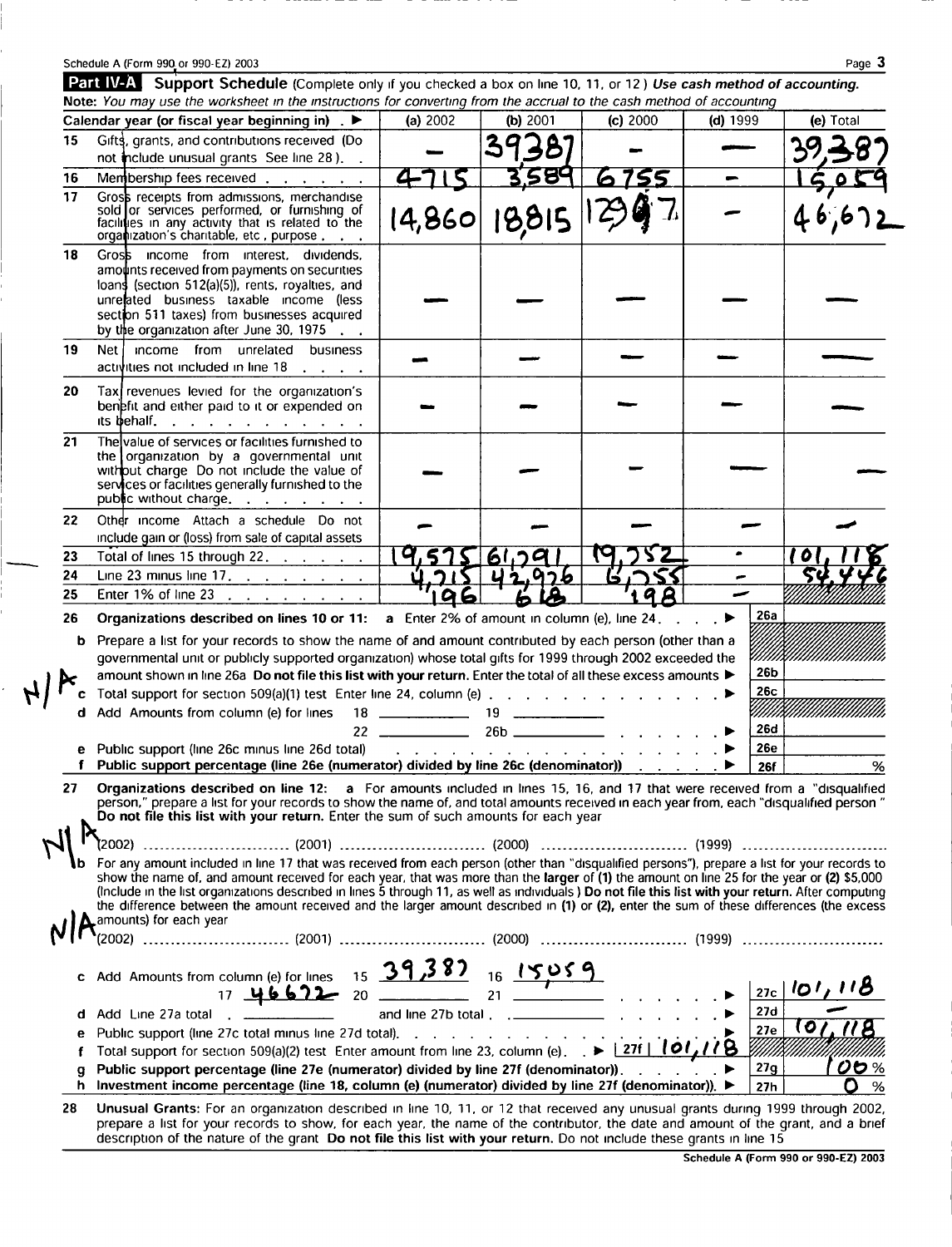Schedule A (Form 990 or 990-EZ) 2003

## Part IV-A Support Schedule (Complete only if you checked a box on line 10, 11, or 12) *Use cash method of accounting.*

*Note: You may use the worksheet in the instructions for converting from the accrual to the cash method of accounting*

| | Calendar year (or fiscal year beginning in) ▶ | (a) 2002 | (b) 2001 | (c) 2000 | (d) 1999 | (e) Total |
|---|---|---|---|---|---|---|
| 15 | Gifts, grants, and contributions received (Do not include unusual grants See line 28) | — | 39387 | — | — | 39,387 |
| 16 | Membership fees received | 4715 | 3,589 | 6755 | — | 15,059 |
| 17 | Gross receipts from admissions, merchandise sold or services performed, or furnishing of facilities in any activity that is related to the organization's charitable, etc, purpose | 14,860 | 18815 | 12997 | — | 46,672 |
| 18 | Gross income from interest, dividends, amounts received from payments on securities loans (section 512(a)(5)), rents, royalties, and unrelated business taxable income (less section 511 taxes) from businesses acquired by the organization after June 30, 1975 | — | — | — | — | — |
| 19 | Net income from unrelated business activities not included in line 18 | — | — | — | — | — |
| 20 | Tax revenues levied for the organization's benefit and either paid to it or expended on its behalf | — | — | — | — | — |
| 21 | The value of services or facilities furnished to the organization by a governmental unit without charge Do not include the value of services or facilities generally furnished to the public without charge | — | — | — | — | — |
| 22 | Other income Attach a schedule Do not include gain or (loss) from sale of capital assets | — | — | — | — | — |
| 23 | Total of lines 15 through 22 | 19,575 | 61,791 | 19,752 | • | 101,118 |
| 24 | Line 23 minus line 17 | 4,715 | 42,976 | 6,755 | — | 54,446 |
| 25 | Enter 1% of line 23 | 196 | 618 | 198 | — | |

**26** **Organizations described on lines 10 or 11:** a Enter 2% of amount in column (e), line 24 ▶ **26a**

N/A

b Prepare a list for your records to show the name of and amount contributed by each person (other than a governmental unit or publicly supported organization) whose total gifts for 1999 through 2002 exceeded the amount shown in line 26a **Do not file this list with your return.** Enter the total of all these excess amounts ▶ **26b**

c Total support for section 509(a)(1) test Enter line 24, column (e) ▶ **26c**

d Add Amounts from column (e) for lines 18 ______ 19 ______ 22 ______ 26b ______ ▶ **26d**

e Public support (line 26c minus line 26d total) ▶ **26e**

f **Public support percentage (line 26e (numerator) divided by line 26c (denominator))** ▶ **26f** %

**27** **Organizations described on line 12:** a For amounts included in lines 15, 16, and 17 that were received from a "disqualified person," prepare a list for your records to show the name of, and total amounts received in each year from, each "disqualified person" **Do not file this list with your return.** Enter the sum of such amounts for each year

N/A (2002) ______ (2001) ______ (2000) ______ (1999) ______

b For any amount included in line 17 that was received from each person (other than "disqualified persons"), prepare a list for your records to show the name of, and amount received for each year, that was more than the **larger** of **(1)** the amount on line 25 for the year or **(2)** $5,000 (Include in the list organizations described in lines 5 through 11, as well as individuals) **Do not file this list with your return.** After computing the difference between the amount received and the larger amount described in **(1)** or **(2)**, enter the sum of these differences (the excess amounts) for each year

N/A (2002) ______ (2001) ______ (2000) ______ (1999) ______

c Add Amounts from column (e) for lines 15 39,387 16 15059 17 46672 20 ______ 21 ______ ▶ **27c** 101,118

d Add Line 27a total ______ and line 27b total ______ ▶ **27d** —

e Public support (line 27c total minus line 27d total) ▶ **27e** 101,118

f Total support for section 509(a)(2) test Enter amount from line 23, column (e) ▶ **27f** 101,118

g **Public support percentage (line 27e (numerator) divided by line 27f (denominator))** ▶ **27g** 100 %

h **Investment income percentage (line 18, column (e) (numerator) divided by line 27f (denominator))** ▶ **27h** 0 %

**28** **Unusual Grants:** For an organization described in line 10, 11, or 12 that received any unusual grants during 1999 through 2002, prepare a list for your records to show, for each year, the name of the contributor, the date and amount of the grant, and a brief description of the nature of the grant **Do not file this list with your return.** Do not include these grants in line 15

Schedule A (Form 990 or 990-EZ) 2003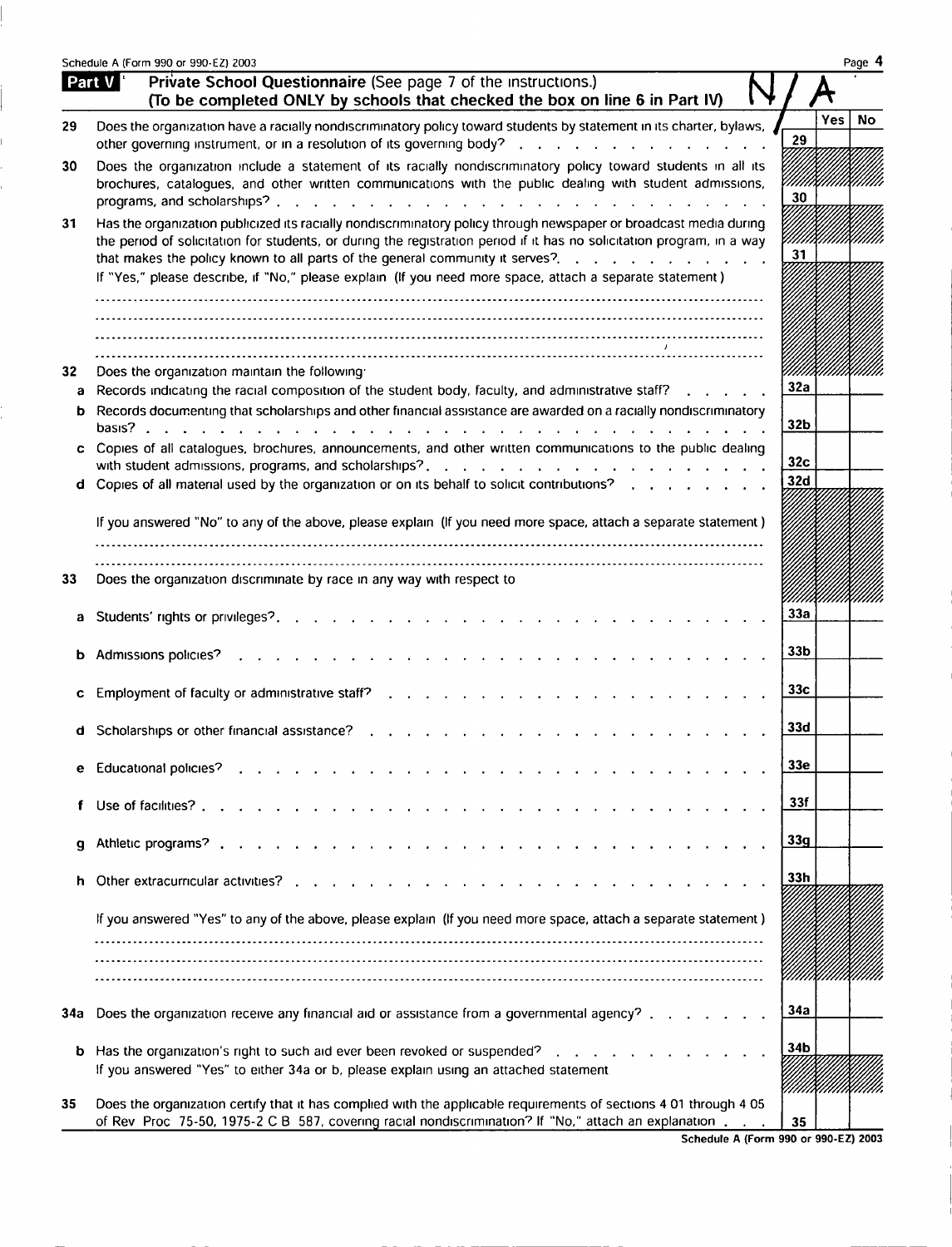Schedule A (Form 990 or 990-EZ) 2003

## Part V Private School Questionnaire (See page 7 of the instructions.)
**(To be completed ONLY by schools that checked the box on line 6 in Part IV)**

N/A

| | | Line | Yes | No |
|---|---|---|---|---|
| **29** | Does the organization have a racially nondiscriminatory policy toward students by statement in its charter, bylaws, other governing instrument, or in a resolution of its governing body? | 29 | | |
| **30** | Does the organization include a statement of its racially nondiscriminatory policy toward students in all its brochures, catalogues, and other written communications with the public dealing with student admissions, programs, and scholarships? | 30 | | |
| **31** | Has the organization publicized its racially nondiscriminatory policy through newspaper or broadcast media during the period of solicitation for students, or during the registration period if it has no solicitation program, in a way that makes the policy known to all parts of the general community it serves? If "Yes," please describe, if "No," please explain (If you need more space, attach a separate statement) | 31 | | |
| **32** | Does the organization maintain the following: | | | |
| a | Records indicating the racial composition of the student body, faculty, and administrative staff? | 32a | | |
| b | Records documenting that scholarships and other financial assistance are awarded on a racially nondiscriminatory basis? | 32b | | |
| c | Copies of all catalogues, brochures, announcements, and other written communications to the public dealing with student admissions, programs, and scholarships? | 32c | | |
| d | Copies of all material used by the organization or on its behalf to solicit contributions? If you answered "No" to any of the above, please explain (If you need more space, attach a separate statement) | 32d | | |
| **33** | Does the organization discriminate by race in any way with respect to | | | |
| a | Students' rights or privileges? | 33a | | |
| b | Admissions policies? | 33b | | |
| c | Employment of faculty or administrative staff? | 33c | | |
| d | Scholarships or other financial assistance? | 33d | | |
| e | Educational policies? | 33e | | |
| f | Use of facilities? | 33f | | |
| g | Athletic programs? | 33g | | |
| h | Other extracurricular activities? If you answered "Yes" to any of the above, please explain (If you need more space, attach a separate statement) | 33h | | |
| **34a** | Does the organization receive any financial aid or assistance from a governmental agency? | 34a | | |
| b | Has the organization's right to such aid ever been revoked or suspended? If you answered "Yes" to either 34a or b, please explain using an attached statement | 34b | | |
| **35** | Does the organization certify that it has complied with the applicable requirements of sections 4 01 through 4 05 of Rev Proc 75-50, 1975-2 C B 587, covering racial nondiscrimination? If "No," attach an explanation | 35 | | |

Schedule A (Form 990 or 990-EZ) 2003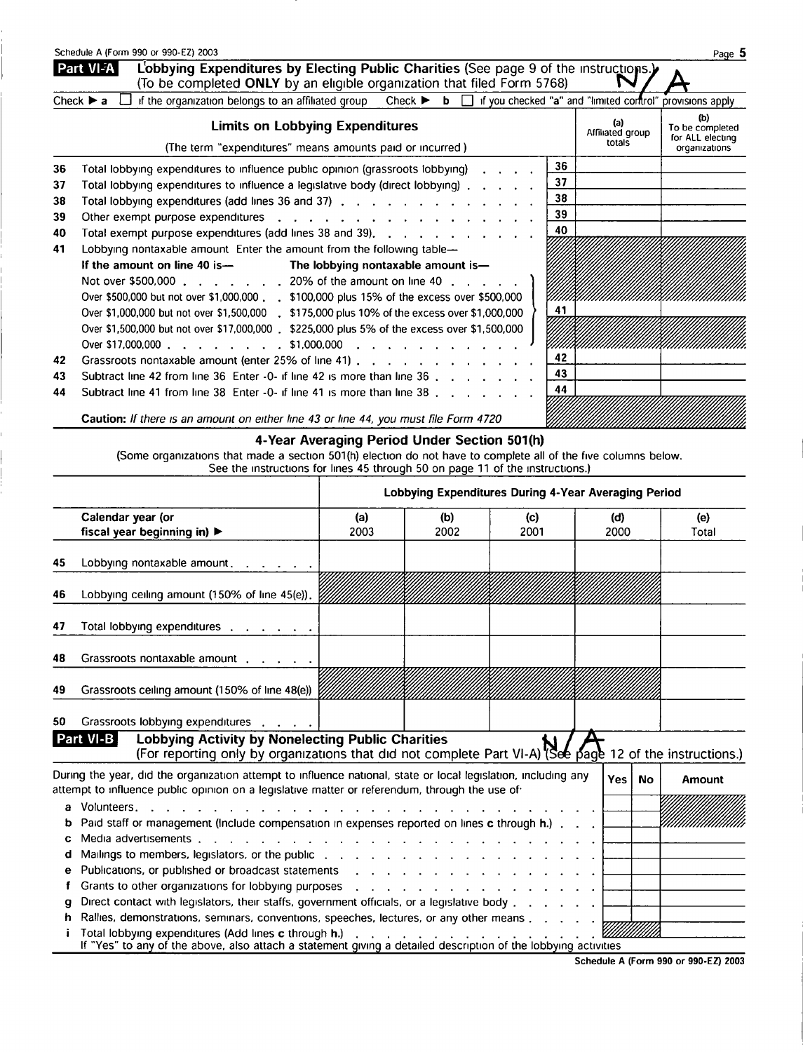Schedule A (Form 990 or 990-EZ) 2003

## Part VI-A Lobbying Expenditures by Electing Public Charities (See page 9 of the instructions.)

(To be completed **ONLY** by an eligible organization that filed Form 5768)

N/A

Check ▶ **a** ☐ if the organization belongs to an affiliated group Check ▶ **b** ☐ if you checked "a" and "limited control" provisions apply

| | **Limits on Lobbying Expenditures** (The term "expenditures" means amounts paid or incurred.) | | (a) Affiliated group totals | (b) To be completed for ALL electing organizations |
|---|---|---|---|---|
| 36 | Total lobbying expenditures to influence public opinion (grassroots lobbying) | 36 | | |
| 37 | Total lobbying expenditures to influence a legislative body (direct lobbying) | 37 | | |
| 38 | Total lobbying expenditures (add lines 36 and 37) | 38 | | |
| 39 | Other exempt purpose expenditures | 39 | | |
| 40 | Total exempt purpose expenditures (add lines 38 and 39) | 40 | | |
| 41 | Lobbying nontaxable amount. Enter the amount from the following table—<br>**If the amount on line 40 is— The lobbying nontaxable amount is—**<br>Not over $500,000 . . . 20% of the amount on line 40<br>Over $500,000 but not over $1,000,000 . . $100,000 plus 15% of the excess over $500,000<br>Over $1,000,000 but not over $1,500,000 . $175,000 plus 10% of the excess over $1,000,000<br>Over $1,500,000 but not over $17,000,000 . $225,000 plus 5% of the excess over $1,500,000<br>Over $17,000,000 . . . $1,000,000 | 41 | | |
| 42 | Grassroots nontaxable amount (enter 25% of line 41) | 42 | | |
| 43 | Subtract line 42 from line 36. Enter -0- if line 42 is more than line 36 | 43 | | |
| 44 | Subtract line 41 from line 38. Enter -0- if line 41 is more than line 38 | 44 | | |

**Caution:** *If there is an amount on either line 43 or line 44, you must file Form 4720*

### 4-Year Averaging Period Under Section 501(h)

(Some organizations that made a section 501(h) election do not have to complete all of the five columns below. See the instructions for lines 45 through 50 on page 11 of the instructions.)

| | | Lobbying Expenditures During 4-Year Averaging Period | | | | |
|---|---|---|---|---|---|---|
| | **Calendar year (or fiscal year beginning in)** ▶ | (a) 2003 | (b) 2002 | (c) 2001 | (d) 2000 | (e) Total |
| 45 | Lobbying nontaxable amount | | | | | |
| 46 | Lobbying ceiling amount (150% of line 45(e)) | | | | | |
| 47 | Total lobbying expenditures | | | | | |
| 48 | Grassroots nontaxable amount | | | | | |
| 49 | Grassroots ceiling amount (150% of line 48(e)) | | | | | |
| 50 | Grassroots lobbying expenditures | | | | | |

## Part VI-B Lobbying Activity by Nonelecting Public Charities

(For reporting only by organizations that did not complete Part VI-A) (See page 12 of the instructions.)

N/A

| During the year, did the organization attempt to influence national, state or local legislation, including any attempt to influence public opinion on a legislative matter or referendum, through the use of: | Yes | No | Amount |
|---|---|---|---|
| a Volunteers | | | |
| b Paid staff or management (Include compensation in expenses reported on lines c through h.) | | | |
| c Media advertisements | | | |
| d Mailings to members, legislators, or the public | | | |
| e Publications, or published or broadcast statements | | | |
| f Grants to other organizations for lobbying purposes | | | |
| g Direct contact with legislators, their staffs, government officials, or a legislative body | | | |
| h Rallies, demonstrations, seminars, conventions, speeches, lectures, or any other means | | | |
| i Total lobbying expenditures (Add lines c through h.) | | | |

If "Yes" to any of the above, also attach a statement giving a detailed description of the lobbying activities

Schedule A (Form 990 or 990-EZ) 2003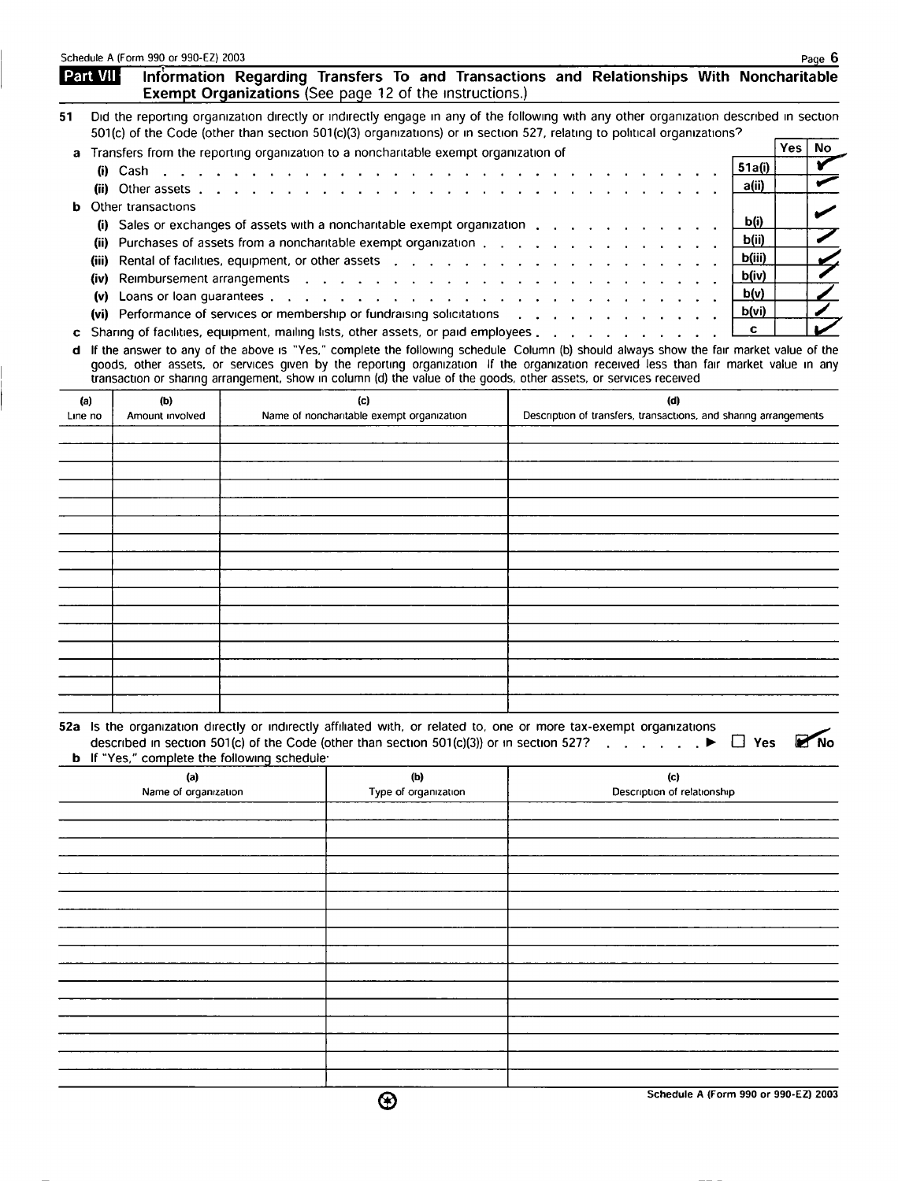## Part VII Information Regarding Transfers To and Transactions and Relationships With Noncharitable Exempt Organizations (See page 12 of the instructions.)

**51** Did the reporting organization directly or indirectly engage in any of the following with any other organization described in section 501(c) of the Code (other than section 501(c)(3) organizations) or in section 527, relating to political organizations?

| | | | Yes | No |
|---|---|---|---|---|
| **a** | Transfers from the reporting organization to a noncharitable exempt organization of | | | |
| | **(i)** Cash | 51a(i) | | ✓ |
| | **(ii)** Other assets | a(ii) | | ✓ |
| **b** | Other transactions | | | |
| | **(i)** Sales or exchanges of assets with a noncharitable exempt organization | b(i) | | ✓ |
| | **(ii)** Purchases of assets from a noncharitable exempt organization | b(ii) | | ✓ |
| | **(iii)** Rental of facilities, equipment, or other assets | b(iii) | | ✓ |
| | **(iv)** Reimbursement arrangements | b(iv) | | ✓ |
| | **(v)** Loans or loan guarantees | b(v) | | ✓ |
| | **(vi)** Performance of services or membership or fundraising solicitations | b(vi) | | ✓ |
| **c** | Sharing of facilities, equipment, mailing lists, other assets, or paid employees | c | | ✓ |

**d** If the answer to any of the above is "Yes," complete the following schedule Column (b) should always show the fair market value of the goods, other assets, or services given by the reporting organization If the organization received less than fair market value in any transaction or sharing arrangement, show in column (d) the value of the goods, other assets, or services received

| (a) Line no | (b) Amount involved | (c) Name of noncharitable exempt organization | (d) Description of transfers, transactions, and sharing arrangements |
|---|---|---|---|
| | | | |

**52a** Is the organization directly or indirectly affiliated with, or related to, one or more tax-exempt organizations described in section 501(c) of the Code (other than section 501(c)(3)) or in section 527? ▶ ☐ Yes ☑ No

**b** If "Yes," complete the following schedule·

| (a) Name of organization | (b) Type of organization | (c) Description of relationship |
|---|---|---|
| | | |

Schedule A (Form 990 or 990-EZ) 2003